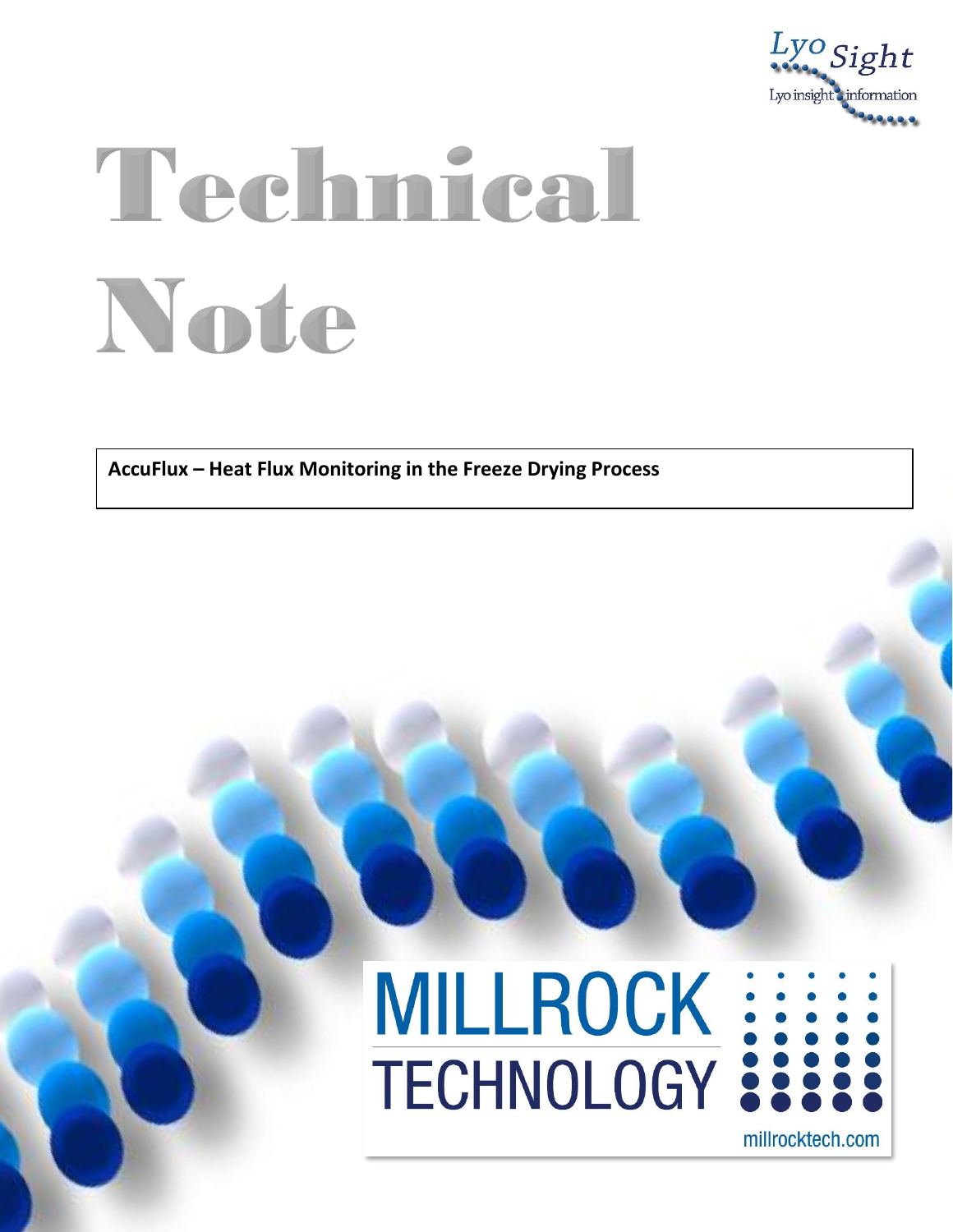Lyo Sight

Lyo insight information

# Technical Note

**AccuFlux – Heat Flux Monitoring in the Freeze Drying Process**

MILLROCK TECHNOLOGY

millrocktech.com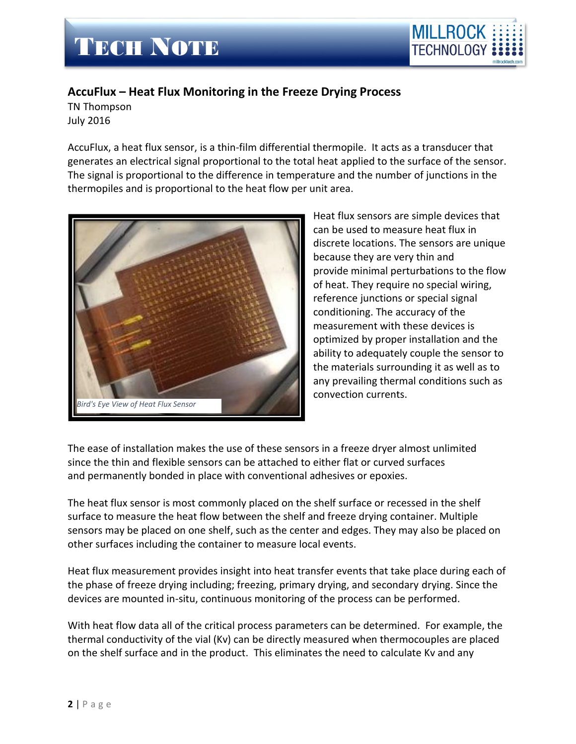## AccuFlux – Heat Flux Monitoring in the Freeze Drying Process

TN Thompson
July 2016

AccuFlux, a heat flux sensor, is a thin-film differential thermopile. It acts as a transducer that generates an electrical signal proportional to the total heat applied to the surface of the sensor. The signal is proportional to the difference in temperature and the number of junctions in the thermopiles and is proportional to the heat flow per unit area.

*Bird's Eye View of Heat Flux Sensor*

Heat flux sensors are simple devices that can be used to measure heat flux in discrete locations. The sensors are unique because they are very thin and provide minimal perturbations to the flow of heat. They require no special wiring, reference junctions or special signal conditioning. The accuracy of the measurement with these devices is optimized by proper installation and the ability to adequately couple the sensor to the materials surrounding it as well as to any prevailing thermal conditions such as convection currents.

The ease of installation makes the use of these sensors in a freeze dryer almost unlimited since the thin and flexible sensors can be attached to either flat or curved surfaces and permanently bonded in place with conventional adhesives or epoxies.

The heat flux sensor is most commonly placed on the shelf surface or recessed in the shelf surface to measure the heat flow between the shelf and freeze drying container. Multiple sensors may be placed on one shelf, such as the center and edges. They may also be placed on other surfaces including the container to measure local events.

Heat flux measurement provides insight into heat transfer events that take place during each of the phase of freeze drying including; freezing, primary drying, and secondary drying. Since the devices are mounted in-situ, continuous monitoring of the process can be performed.

With heat flow data all of the critical process parameters can be determined. For example, the thermal conductivity of the vial ($K_v$) can be directly measured when thermocouples are placed on the shelf surface and in the product. This eliminates the need to calculate $K_v$ and any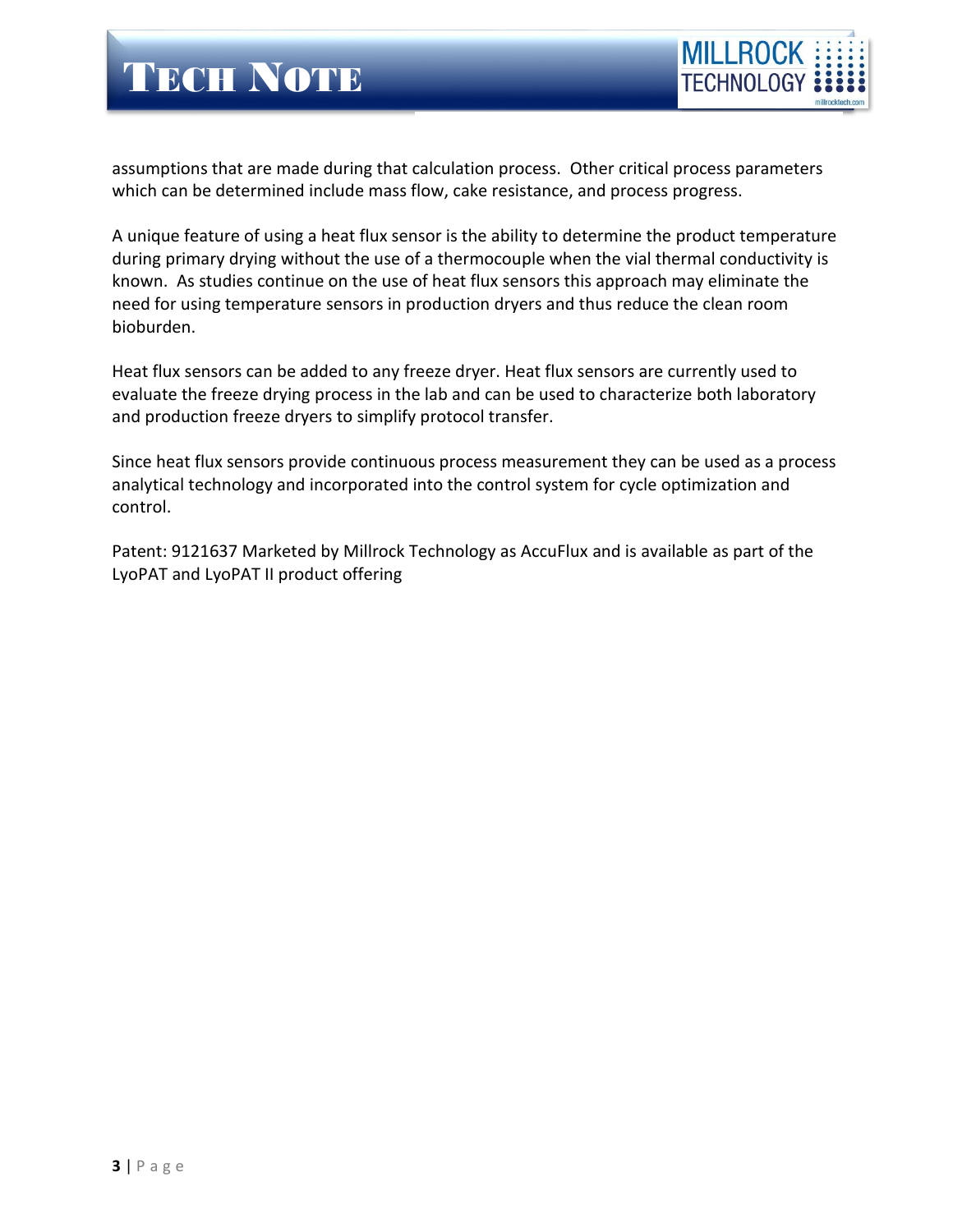assumptions that are made during that calculation process. Other critical process parameters which can be determined include mass flow, cake resistance, and process progress.

A unique feature of using a heat flux sensor is the ability to determine the product temperature during primary drying without the use of a thermocouple when the vial thermal conductivity is known. As studies continue on the use of heat flux sensors this approach may eliminate the need for using temperature sensors in production dryers and thus reduce the clean room bioburden.

Heat flux sensors can be added to any freeze dryer. Heat flux sensors are currently used to evaluate the freeze drying process in the lab and can be used to characterize both laboratory and production freeze dryers to simplify protocol transfer.

Since heat flux sensors provide continuous process measurement they can be used as a process analytical technology and incorporated into the control system for cycle optimization and control.

Patent: 9121637 Marketed by Millrock Technology as AccuFlux and is available as part of the LyoPAT and LyoPAT II product offering